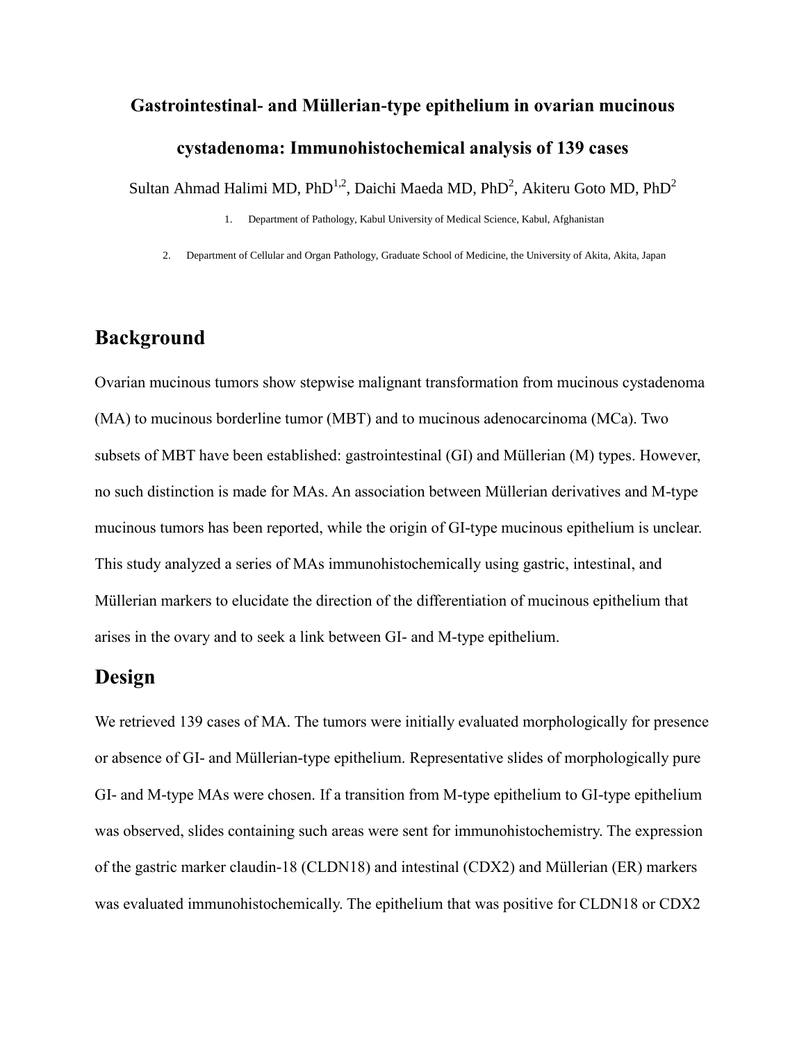# Gastrointestinal- and Müllerian-type epithelium in ovarian mucinous cystadenoma: Immunohistochemical analysis of 139 cases

Sultan Ahmad Halimi MD, PhD[1,2], Daichi Maeda MD, PhD[2], Akiteru Goto MD, PhD[2]

1. Department of Pathology, Kabul University of Medical Science, Kabul, Afghanistan
2. Department of Cellular and Organ Pathology, Graduate School of Medicine, the University of Akita, Akita, Japan

## Background

Ovarian mucinous tumors show stepwise malignant transformation from mucinous cystadenoma (MA) to mucinous borderline tumor (MBT) and to mucinous adenocarcinoma (MCa). Two subsets of MBT have been established: gastrointestinal (GI) and Müllerian (M) types. However, no such distinction is made for MAs. An association between Müllerian derivatives and M-type mucinous tumors has been reported, while the origin of GI-type mucinous epithelium is unclear. This study analyzed a series of MAs immunohistochemically using gastric, intestinal, and Müllerian markers to elucidate the direction of the differentiation of mucinous epithelium that arises in the ovary and to seek a link between GI- and M-type epithelium.

## Design

We retrieved 139 cases of MA. The tumors were initially evaluated morphologically for presence or absence of GI- and Müllerian-type epithelium. Representative slides of morphologically pure GI- and M-type MAs were chosen. If a transition from M-type epithelium to GI-type epithelium was observed, slides containing such areas were sent for immunohistochemistry. The expression of the gastric marker claudin-18 (CLDN18) and intestinal (CDX2) and Müllerian (ER) markers was evaluated immunohistochemically. The epithelium that was positive for CLDN18 or CDX2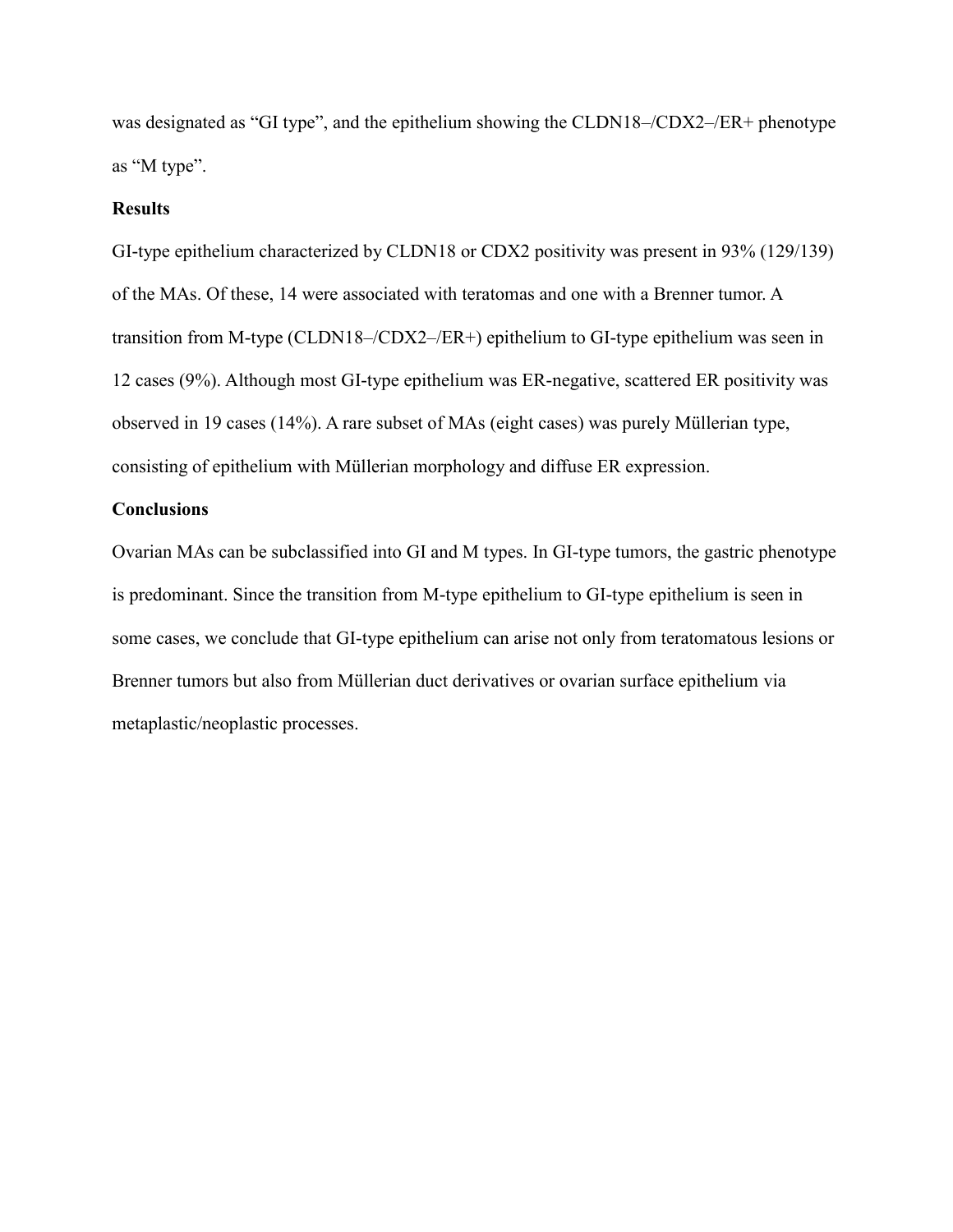was designated as "GI type", and the epithelium showing the CLDN18–/CDX2–/ER+ phenotype as "M type".

**Results**

GI-type epithelium characterized by CLDN18 or CDX2 positivity was present in 93% (129/139) of the MAs. Of these, 14 were associated with teratomas and one with a Brenner tumor. A transition from M-type (CLDN18–/CDX2–/ER+) epithelium to GI-type epithelium was seen in 12 cases (9%). Although most GI-type epithelium was ER-negative, scattered ER positivity was observed in 19 cases (14%). A rare subset of MAs (eight cases) was purely Müllerian type, consisting of epithelium with Müllerian morphology and diffuse ER expression.

**Conclusions**

Ovarian MAs can be subclassified into GI and M types. In GI-type tumors, the gastric phenotype is predominant. Since the transition from M-type epithelium to GI-type epithelium is seen in some cases, we conclude that GI-type epithelium can arise not only from teratomatous lesions or Brenner tumors but also from Müllerian duct derivatives or ovarian surface epithelium via metaplastic/neoplastic processes.